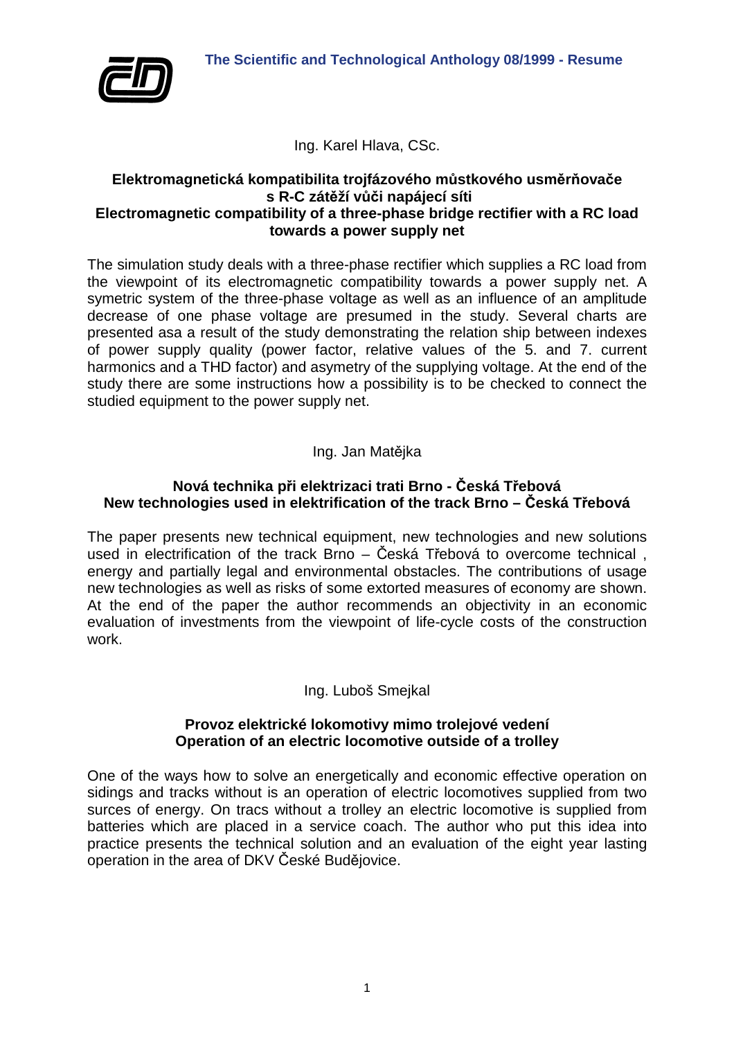The Scientific and Technological Anthology 08/1999 - Resume

Ing. Karel Hlava, CSc.

**Elektromagnetická kompatibilita trojfázového můstkového usměrňovače s R-C zátěží vůči napájecí síti**
**Electromagnetic compatibility of a three-phase bridge rectifier with a RC load towards a power supply net**

The simulation study deals with a three-phase rectifier which supplies a RC load from the viewpoint of its electromagnetic compatibility towards a power supply net. A symetric system of the three-phase voltage as well as an influence of an amplitude decrease of one phase voltage are presumed in the study. Several charts are presented asa a result of the study demonstrating the relation ship between indexes of power supply quality (power factor, relative values of the 5. and 7. current harmonics and a THD factor) and asymetry of the supplying voltage. At the end of the study there are some instructions how a possibility is to be checked to connect the studied equipment to the power supply net.

Ing. Jan Matějka

**Nová technika při elektrizaci trati Brno - Česká Třebová**
**New technologies used in elektrification of the track Brno – Česká Třebová**

The paper presents new technical equipment, new technologies and new solutions used in electrification of the track Brno – Česká Třebová to overcome technical , energy and partially legal and environmental obstacles. The contributions of usage new technologies as well as risks of some extorted measures of economy are shown. At the end of the paper the author recommends an objectivity in an economic evaluation of investments from the viewpoint of life-cycle costs of the construction work.

Ing. Luboš Smejkal

**Provoz elektrické lokomotivy mimo trolejové vedení**
**Operation of an electric locomotive outside of a trolley**

One of the ways how to solve an energetically and economic effective operation on sidings and tracks without is an operation of electric locomotives supplied from two surces of energy. On tracs without a trolley an electric locomotive is supplied from batteries which are placed in a service coach. The author who put this idea into practice presents the technical solution and an evaluation of the eight year lasting operation in the area of DKV České Budějovice.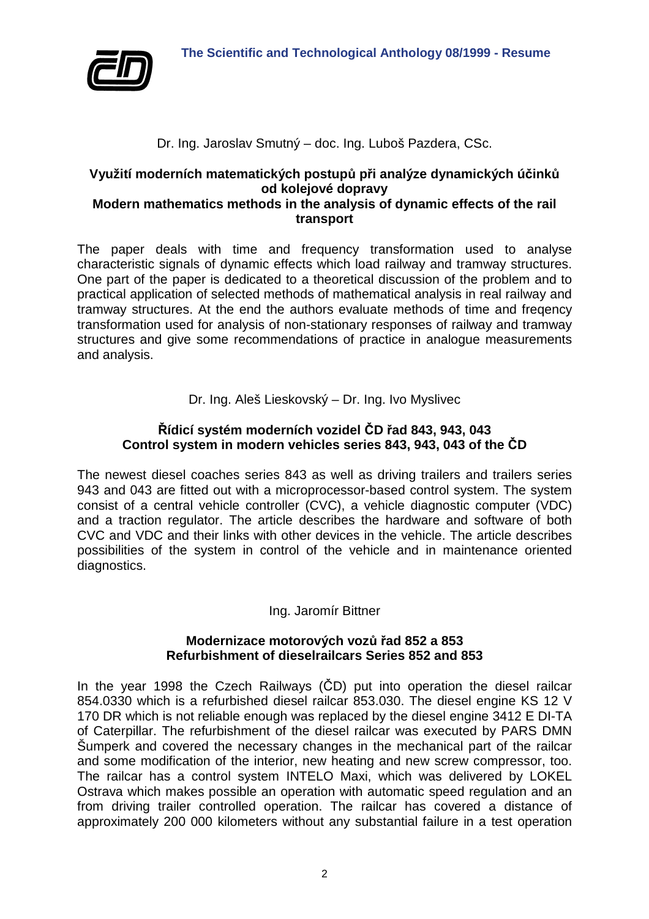Dr. Ing. Jaroslav Smutný – doc. Ing. Luboš Pazdera, CSc.

**Využití moderních matematických postupů při analýze dynamických účinků od kolejové dopravy**
**Modern mathematics methods in the analysis of dynamic effects of the rail transport**

The paper deals with time and frequency transformation used to analyse characteristic signals of dynamic effects which load railway and tramway structures. One part of the paper is dedicated to a theoretical discussion of the problem and to practical application of selected methods of mathematical analysis in real railway and tramway structures. At the end the authors evaluate methods of time and freqency transformation used for analysis of non-stationary responses of railway and tramway structures and give some recommendations of practice in analogue measurements and analysis.

Dr. Ing. Aleš Lieskovský – Dr. Ing. Ivo Myslivec

**Řídicí systém moderních vozidel ČD řad 843, 943, 043**
**Control system in modern vehicles series 843, 943, 043 of the ČD**

The newest diesel coaches series 843 as well as driving trailers and trailers series 943 and 043 are fitted out with a microprocessor-based control system. The system consist of a central vehicle controller (CVC), a vehicle diagnostic computer (VDC) and a traction regulator. The article describes the hardware and software of both CVC and VDC and their links with other devices in the vehicle. The article describes possibilities of the system in control of the vehicle and in maintenance oriented diagnostics.

Ing. Jaromír Bittner

**Modernizace motorových vozů řad 852 a 853**
**Refurbishment of dieselrailcars Series 852 and 853**

In the year 1998 the Czech Railways (ČD) put into operation the diesel railcar 854.0330 which is a refurbished diesel railcar 853.030. The diesel engine KS 12 V 170 DR which is not reliable enough was replaced by the diesel engine 3412 E DI-TA of Caterpillar. The refurbishment of the diesel railcar was executed by PARS DMN Šumperk and covered the necessary changes in the mechanical part of the railcar and some modification of the interior, new heating and new screw compressor, too. The railcar has a control system INTELO Maxi, which was delivered by LOKEL Ostrava which makes possible an operation with automatic speed regulation and an from driving trailer controlled operation. The railcar has covered a distance of approximately 200 000 kilometers without any substantial failure in a test operation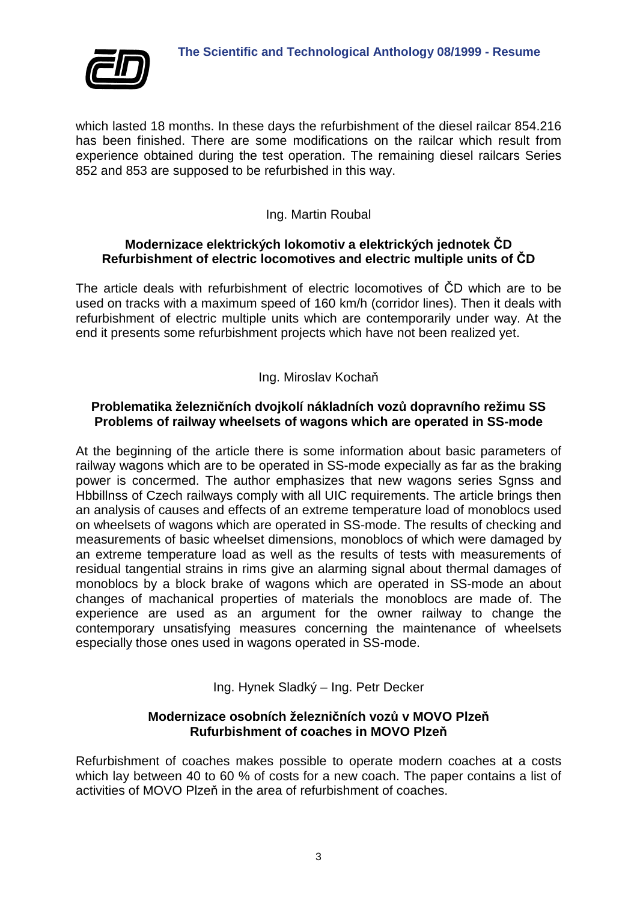which lasted 18 months. In these days the refurbishment of the diesel railcar 854.216 has been finished. There are some modifications on the railcar which result from experience obtained during the test operation. The remaining diesel railcars Series 852 and 853 are supposed to be refurbished in this way.

Ing. Martin Roubal

### Modernizace elektrických lokomotiv a elektrických jednotek ČD
### Refurbishment of electric locomotives and electric multiple units of ČD

The article deals with refurbishment of electric locomotives of ČD which are to be used on tracks with a maximum speed of 160 km/h (corridor lines). Then it deals with refurbishment of electric multiple units which are contemporarily under way. At the end it presents some refurbishment projects which have not been realized yet.

Ing. Miroslav Kochaň

### Problematika železničních dvojkolí nákladních vozů dopravního režimu SS
### Problems of railway wheelsets of wagons which are operated in SS-mode

At the beginning of the article there is some information about basic parameters of railway wagons which are to be operated in SS-mode expecially as far as the braking power is concermed. The author emphasizes that new wagons series Sgnss and Hbbillnss of Czech railways comply with all UIC requirements. The article brings then an analysis of causes and effects of an extreme temperature load of monoblocs used on wheelsets of wagons which are operated in SS-mode. The results of checking and measurements of basic wheelset dimensions, monoblocs of which were damaged by an extreme temperature load as well as the results of tests with measurements of residual tangential strains in rims give an alarming signal about thermal damages of monoblocs by a block brake of wagons which are operated in SS-mode an about changes of machanical properties of materials the monoblocs are made of. The experience are used as an argument for the owner railway to change the contemporary unsatisfying measures concerning the maintenance of wheelsets especially those ones used in wagons operated in SS-mode.

Ing. Hynek Sladký – Ing. Petr Decker

### Modernizace osobních železničních vozů v MOVO Plzeň
### Rufurbishment of coaches in MOVO Plzeň

Refurbishment of coaches makes possible to operate modern coaches at a costs which lay between 40 to 60 % of costs for a new coach. The paper contains a list of activities of MOVO Plzeň in the area of refurbishment of coaches.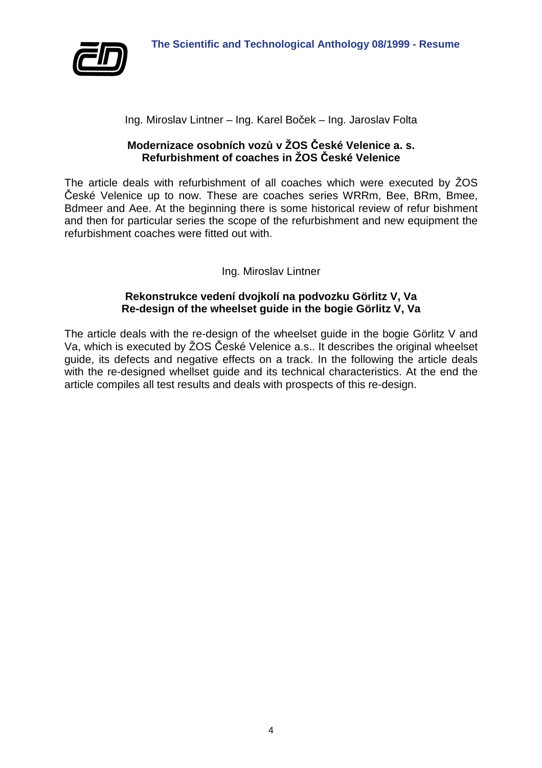Ing. Miroslav Lintner – Ing. Karel Boček – Ing. Jaroslav Folta

**Modernizace osobních vozů v ŽOS České Velenice a. s.**
**Refurbishment of coaches in ŽOS České Velenice**

The article deals with refurbishment of all coaches which were executed by ŽOS České Velenice up to now. These are coaches series WRRm, Bee, BRm, Bmee, Bdmeer and Aee. At the beginning there is some historical review of refur bishment and then for particular series the scope of the refurbishment and new equipment the refurbishment coaches were fitted out with.

Ing. Miroslav Lintner

**Rekonstrukce vedení dvojkolí na podvozku Görlitz V, Va**
**Re-design of the wheelset guide in the bogie Görlitz V, Va**

The article deals with the re-design of the wheelset guide in the bogie Görlitz V and Va, which is executed by ŽOS České Velenice a.s.. It describes the original wheelset guide, its defects and negative effects on a track. In the following the article deals with the re-designed whellset guide and its technical characteristics. At the end the article compiles all test results and deals with prospects of this re-design.